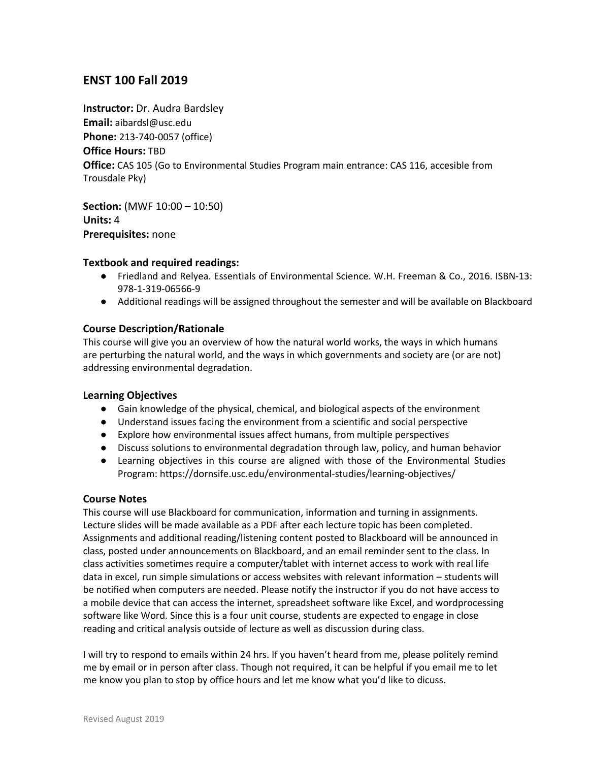## ENST 100 Fall 2019

**Instructor:** Dr. Audra Bardsley
**Email:** aibardsl@usc.edu
**Phone:** 213-740-0057 (office)
**Office Hours:** TBD
**Office:** CAS 105 (Go to Environmental Studies Program main entrance: CAS 116, accesible from Trousdale Pky)

**Section:** (MWF 10:00 – 10:50)
**Units:** 4
**Prerequisites:** none

### Textbook and required readings:

- Friedland and Relyea. Essentials of Environmental Science. W.H. Freeman & Co., 2016. ISBN-13: 978-1-319-06566-9
- Additional readings will be assigned throughout the semester and will be available on Blackboard

### Course Description/Rationale

This course will give you an overview of how the natural world works, the ways in which humans are perturbing the natural world, and the ways in which governments and society are (or are not) addressing environmental degradation.

### Learning Objectives

- Gain knowledge of the physical, chemical, and biological aspects of the environment
- Understand issues facing the environment from a scientific and social perspective
- Explore how environmental issues affect humans, from multiple perspectives
- Discuss solutions to environmental degradation through law, policy, and human behavior
- Learning objectives in this course are aligned with those of the Environmental Studies Program: https://dornsife.usc.edu/environmental-studies/learning-objectives/

### Course Notes

This course will use Blackboard for communication, information and turning in assignments. Lecture slides will be made available as a PDF after each lecture topic has been completed. Assignments and additional reading/listening content posted to Blackboard will be announced in class, posted under announcements on Blackboard, and an email reminder sent to the class. In class activities sometimes require a computer/tablet with internet access to work with real life data in excel, run simple simulations or access websites with relevant information – students will be notified when computers are needed. Please notify the instructor if you do not have access to a mobile device that can access the internet, spreadsheet software like Excel, and wordprocessing software like Word. Since this is a four unit course, students are expected to engage in close reading and critical analysis outside of lecture as well as discussion during class.

I will try to respond to emails within 24 hrs. If you haven't heard from me, please politely remind me by email or in person after class. Though not required, it can be helpful if you email me to let me know you plan to stop by office hours and let me know what you'd like to dicuss.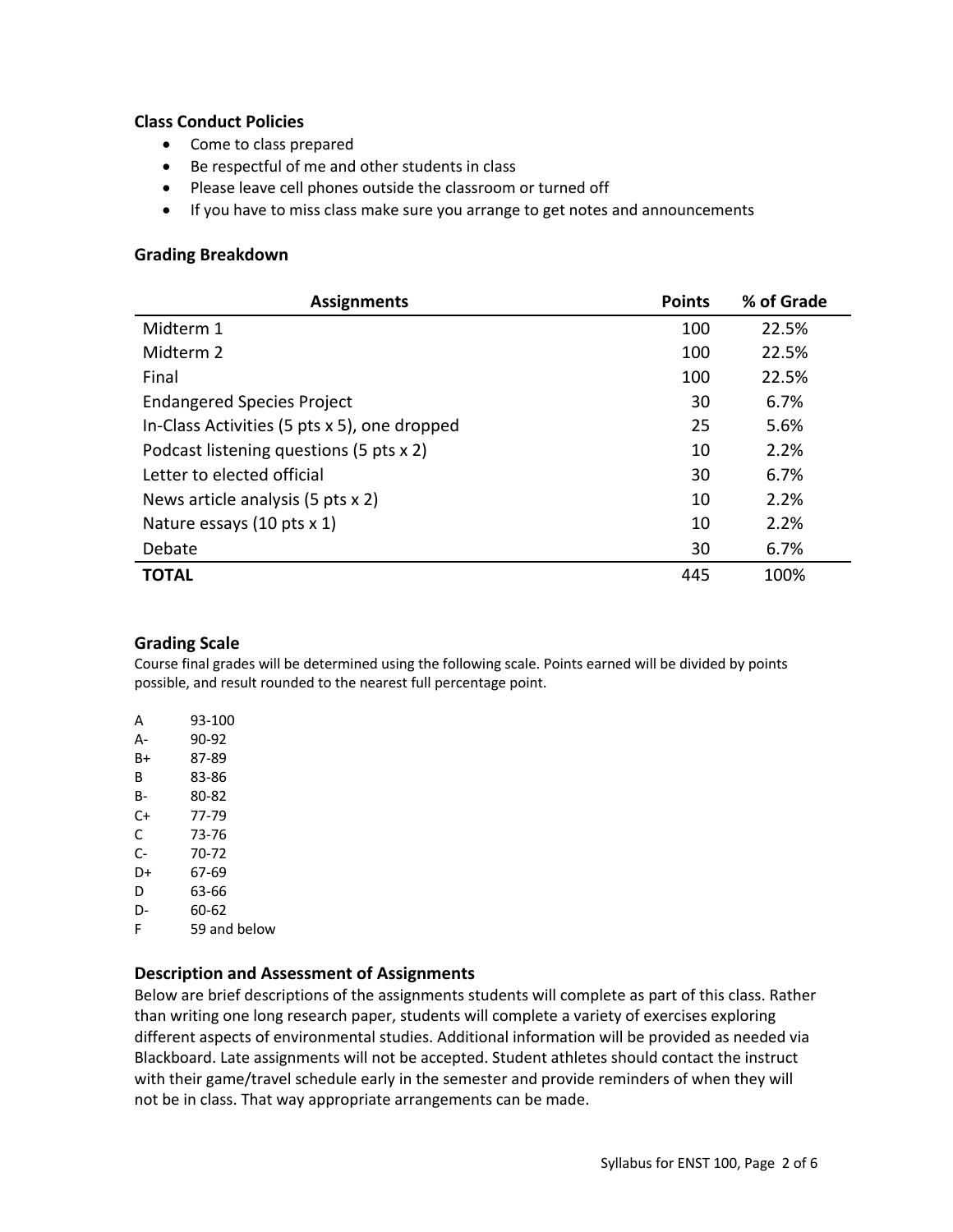### Class Conduct Policies

- Come to class prepared
- Be respectful of me and other students in class
- Please leave cell phones outside the classroom or turned off
- If you have to miss class make sure you arrange to get notes and announcements

### Grading Breakdown

| Assignments | Points | % of Grade |
|---|---|---|
| Midterm 1 | 100 | 22.5% |
| Midterm 2 | 100 | 22.5% |
| Final | 100 | 22.5% |
| Endangered Species Project | 30 | 6.7% |
| In-Class Activities (5 pts x 5), one dropped | 25 | 5.6% |
| Podcast listening questions (5 pts x 2) | 10 | 2.2% |
| Letter to elected official | 30 | 6.7% |
| News article analysis (5 pts x 2) | 10 | 2.2% |
| Nature essays (10 pts x 1) | 10 | 2.2% |
| Debate | 30 | 6.7% |
| **TOTAL** | 445 | 100% |

### Grading Scale

Course final grades will be determined using the following scale. Points earned will be divided by points possible, and result rounded to the nearest full percentage point.

| | |
|---|---|
| A | 93-100 |
| A- | 90-92 |
| B+ | 87-89 |
| B | 83-86 |
| B- | 80-82 |
| C+ | 77-79 |
| C | 73-76 |
| C- | 70-72 |
| D+ | 67-69 |
| D | 63-66 |
| D- | 60-62 |
| F | 59 and below |

### Description and Assessment of Assignments

Below are brief descriptions of the assignments students will complete as part of this class. Rather than writing one long research paper, students will complete a variety of exercises exploring different aspects of environmental studies. Additional information will be provided as needed via Blackboard. Late assignments will not be accepted. Student athletes should contact the instruct with their game/travel schedule early in the semester and provide reminders of when they will not be in class. That way appropriate arrangements can be made.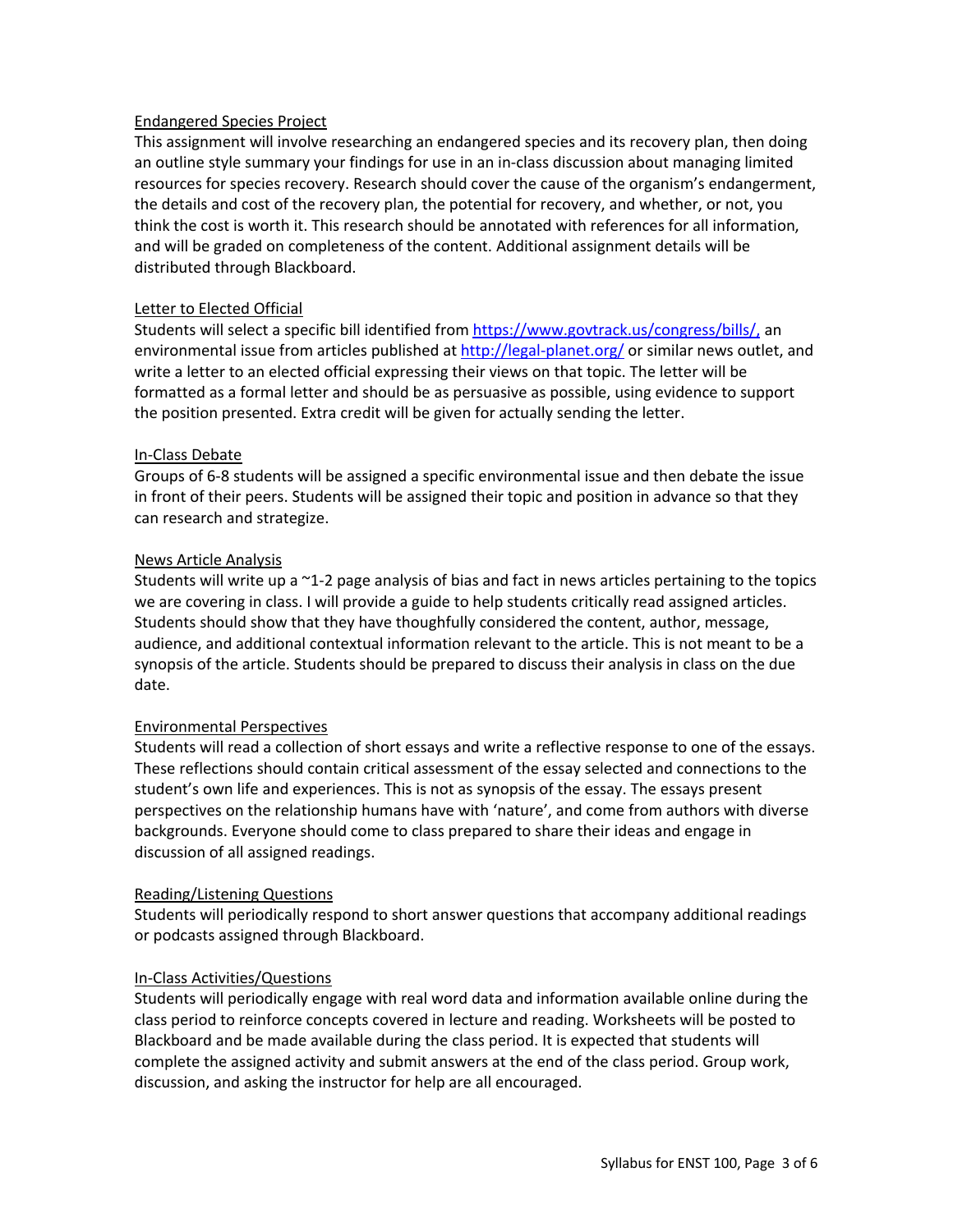### Endangered Species Project

This assignment will involve researching an endangered species and its recovery plan, then doing an outline style summary your findings for use in an in-class discussion about managing limited resources for species recovery. Research should cover the cause of the organism's endangerment, the details and cost of the recovery plan, the potential for recovery, and whether, or not, you think the cost is worth it. This research should be annotated with references for all information, and will be graded on completeness of the content. Additional assignment details will be distributed through Blackboard.

### Letter to Elected Official

Students will select a specific bill identified from https://www.govtrack.us/congress/bills/, an environmental issue from articles published at http://legal-planet.org/ or similar news outlet, and write a letter to an elected official expressing their views on that topic. The letter will be formatted as a formal letter and should be as persuasive as possible, using evidence to support the position presented. Extra credit will be given for actually sending the letter.

### In-Class Debate

Groups of 6-8 students will be assigned a specific environmental issue and then debate the issue in front of their peers. Students will be assigned their topic and position in advance so that they can research and strategize.

### News Article Analysis

Students will write up a ~1-2 page analysis of bias and fact in news articles pertaining to the topics we are covering in class. I will provide a guide to help students critically read assigned articles. Students should show that they have thoughfully considered the content, author, message, audience, and additional contextual information relevant to the article. This is not meant to be a synopsis of the article. Students should be prepared to discuss their analysis in class on the due date.

### Environmental Perspectives

Students will read a collection of short essays and write a reflective response to one of the essays. These reflections should contain critical assessment of the essay selected and connections to the student's own life and experiences. This is not as synopsis of the essay. The essays present perspectives on the relationship humans have with 'nature', and come from authors with diverse backgrounds. Everyone should come to class prepared to share their ideas and engage in discussion of all assigned readings.

### Reading/Listening Questions

Students will periodically respond to short answer questions that accompany additional readings or podcasts assigned through Blackboard.

### In-Class Activities/Questions

Students will periodically engage with real word data and information available online during the class period to reinforce concepts covered in lecture and reading. Worksheets will be posted to Blackboard and be made available during the class period. It is expected that students will complete the assigned activity and submit answers at the end of the class period. Group work, discussion, and asking the instructor for help are all encouraged.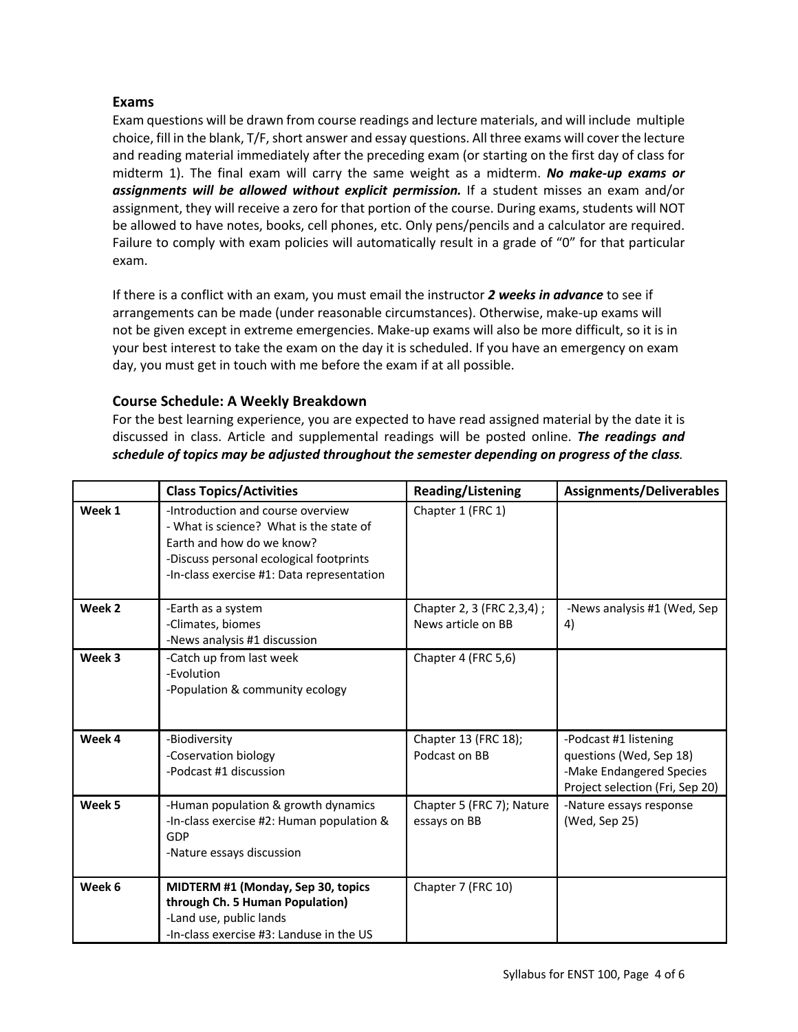### Exams

Exam questions will be drawn from course readings and lecture materials, and will include multiple choice, fill in the blank, T/F, short answer and essay questions. All three exams will cover the lecture and reading material immediately after the preceding exam (or starting on the first day of class for midterm 1). The final exam will carry the same weight as a midterm. ***No make-up exams or assignments will be allowed without explicit permission.*** If a student misses an exam and/or assignment, they will receive a zero for that portion of the course. During exams, students will NOT be allowed to have notes, books, cell phones, etc. Only pens/pencils and a calculator are required. Failure to comply with exam policies will automatically result in a grade of "0" for that particular exam.

If there is a conflict with an exam, you must email the instructor ***2 weeks in advance*** to see if arrangements can be made (under reasonable circumstances). Otherwise, make-up exams will not be given except in extreme emergencies. Make-up exams will also be more difficult, so it is in your best interest to take the exam on the day it is scheduled. If you have an emergency on exam day, you must get in touch with me before the exam if at all possible.

### Course Schedule: A Weekly Breakdown

For the best learning experience, you are expected to have read assigned material by the date it is discussed in class. Article and supplemental readings will be posted online. ***The readings and schedule of topics may be adjusted throughout the semester depending on progress of the class.***

| | Class Topics/Activities | Reading/Listening | Assignments/Deliverables |
|---|---|---|---|
| **Week 1** | -Introduction and course overview<br>- What is science? What is the state of Earth and how do we know?<br>-Discuss personal ecological footprints<br>-In-class exercise #1: Data representation | Chapter 1 (FRC 1) | |
| **Week 2** | -Earth as a system<br>-Climates, biomes<br>-News analysis #1 discussion | Chapter 2, 3 (FRC 2,3,4) ; News article on BB | -News analysis #1 (Wed, Sep 4) |
| **Week 3** | -Catch up from last week<br>-Evolution<br>-Population & community ecology | Chapter 4 (FRC 5,6) | |
| **Week 4** | -Biodiversity<br>-Coservation biology<br>-Podcast #1 discussion | Chapter 13 (FRC 18); Podcast on BB | -Podcast #1 listening questions (Wed, Sep 18)<br>-Make Endangered Species Project selection (Fri, Sep 20) |
| **Week 5** | -Human population & growth dynamics<br>-In-class exercise #2: Human population & GDP<br>-Nature essays discussion | Chapter 5 (FRC 7); Nature essays on BB | -Nature essays response (Wed, Sep 25) |
| **Week 6** | **MIDTERM #1 (Monday, Sep 30, topics through Ch. 5 Human Population)**<br>-Land use, public lands<br>-In-class exercise #3: Landuse in the US | Chapter 7 (FRC 10) | |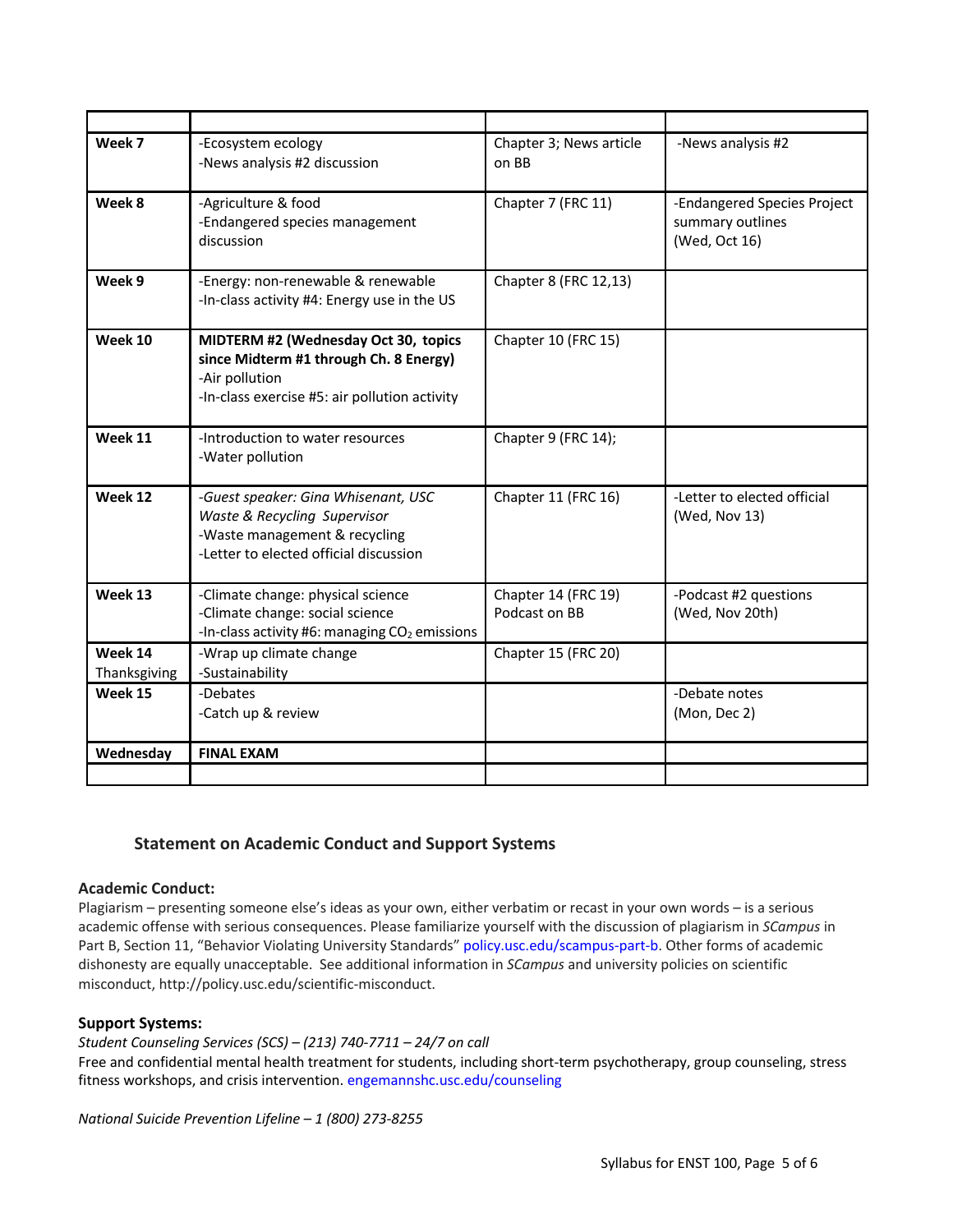| | | | |
|---|---|---|---|
| **Week 7** | -Ecosystem ecology<br>-News analysis #2 discussion | Chapter 3; News article on BB | -News analysis #2 |
| **Week 8** | -Agriculture & food<br>-Endangered species management discussion | Chapter 7 (FRC 11) | -Endangered Species Project summary outlines (Wed, Oct 16) |
| **Week 9** | -Energy: non-renewable & renewable<br>-In-class activity #4: Energy use in the US | Chapter 8 (FRC 12,13) | |
| **Week 10** | **MIDTERM #2 (Wednesday Oct 30, topics since Midterm #1 through Ch. 8 Energy)**<br>-Air pollution<br>-In-class exercise #5: air pollution activity | Chapter 10 (FRC 15) | |
| **Week 11** | -Introduction to water resources<br>-Water pollution | Chapter 9 (FRC 14); | |
| **Week 12** | *-Guest speaker: Gina Whisenant, USC Waste & Recycling Supervisor*<br>-Waste management & recycling<br>-Letter to elected official discussion | Chapter 11 (FRC 16) | -Letter to elected official (Wed, Nov 13) |
| **Week 13** | -Climate change: physical science<br>-Climate change: social science<br>-In-class activity #6: managing $CO_2$ emissions | Chapter 14 (FRC 19)<br>Podcast on BB | -Podcast #2 questions (Wed, Nov 20th) |
| **Week 14** Thanksgiving | -Wrap up climate change<br>-Sustainability | Chapter 15 (FRC 20) | |
| **Week 15** | -Debates<br>-Catch up & review | | -Debate notes (Mon, Dec 2) |
| **Wednesday** | **FINAL EXAM** | | |
| | | | |

## Statement on Academic Conduct and Support Systems

### Academic Conduct:

Plagiarism – presenting someone else's ideas as your own, either verbatim or recast in your own words – is a serious academic offense with serious consequences. Please familiarize yourself with the discussion of plagiarism in *SCampus* in Part B, Section 11, "Behavior Violating University Standards" policy.usc.edu/scampus-part-b. Other forms of academic dishonesty are equally unacceptable. See additional information in *SCampus* and university policies on scientific misconduct, http://policy.usc.edu/scientific-misconduct.

### Support Systems:

*Student Counseling Services (SCS) – (213) 740-7711 – 24/7 on call*

Free and confidential mental health treatment for students, including short-term psychotherapy, group counseling, stress fitness workshops, and crisis intervention. engemannshc.usc.edu/counseling

*National Suicide Prevention Lifeline – 1 (800) 273-8255*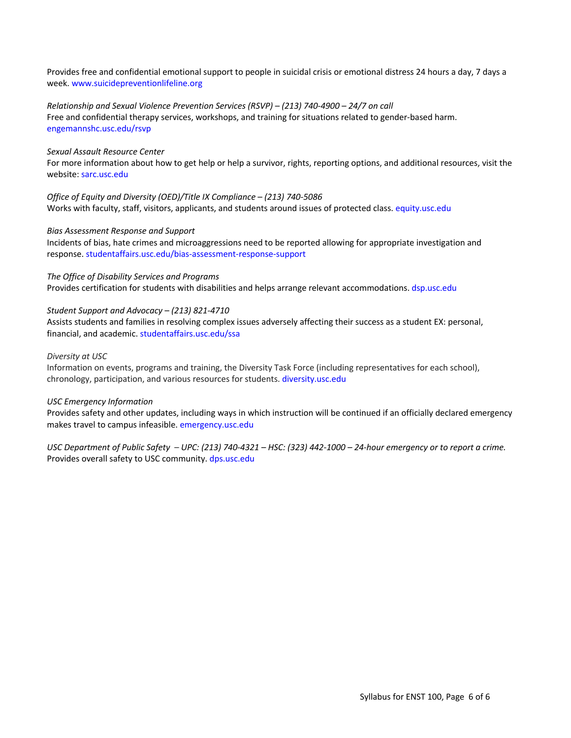Provides free and confidential emotional support to people in suicidal crisis or emotional distress 24 hours a day, 7 days a week. www.suicidepreventionlifeline.org

*Relationship and Sexual Violence Prevention Services (RSVP) – (213) 740-4900 – 24/7 on call*
Free and confidential therapy services, workshops, and training for situations related to gender-based harm. engemannshc.usc.edu/rsvp

*Sexual Assault Resource Center*
For more information about how to get help or help a survivor, rights, reporting options, and additional resources, visit the website: sarc.usc.edu

*Office of Equity and Diversity (OED)/Title IX Compliance – (213) 740-5086*
Works with faculty, staff, visitors, applicants, and students around issues of protected class. equity.usc.edu

*Bias Assessment Response and Support*
Incidents of bias, hate crimes and microaggressions need to be reported allowing for appropriate investigation and response. studentaffairs.usc.edu/bias-assessment-response-support

*The Office of Disability Services and Programs*
Provides certification for students with disabilities and helps arrange relevant accommodations. dsp.usc.edu

*Student Support and Advocacy – (213) 821-4710*
Assists students and families in resolving complex issues adversely affecting their success as a student EX: personal, financial, and academic. studentaffairs.usc.edu/ssa

*Diversity at USC*
Information on events, programs and training, the Diversity Task Force (including representatives for each school), chronology, participation, and various resources for students. diversity.usc.edu

*USC Emergency Information*
Provides safety and other updates, including ways in which instruction will be continued if an officially declared emergency makes travel to campus infeasible. emergency.usc.edu

*USC Department of Public Safety – UPC: (213) 740-4321 – HSC: (323) 442-1000 – 24-hour emergency or to report a crime.*
Provides overall safety to USC community. dps.usc.edu